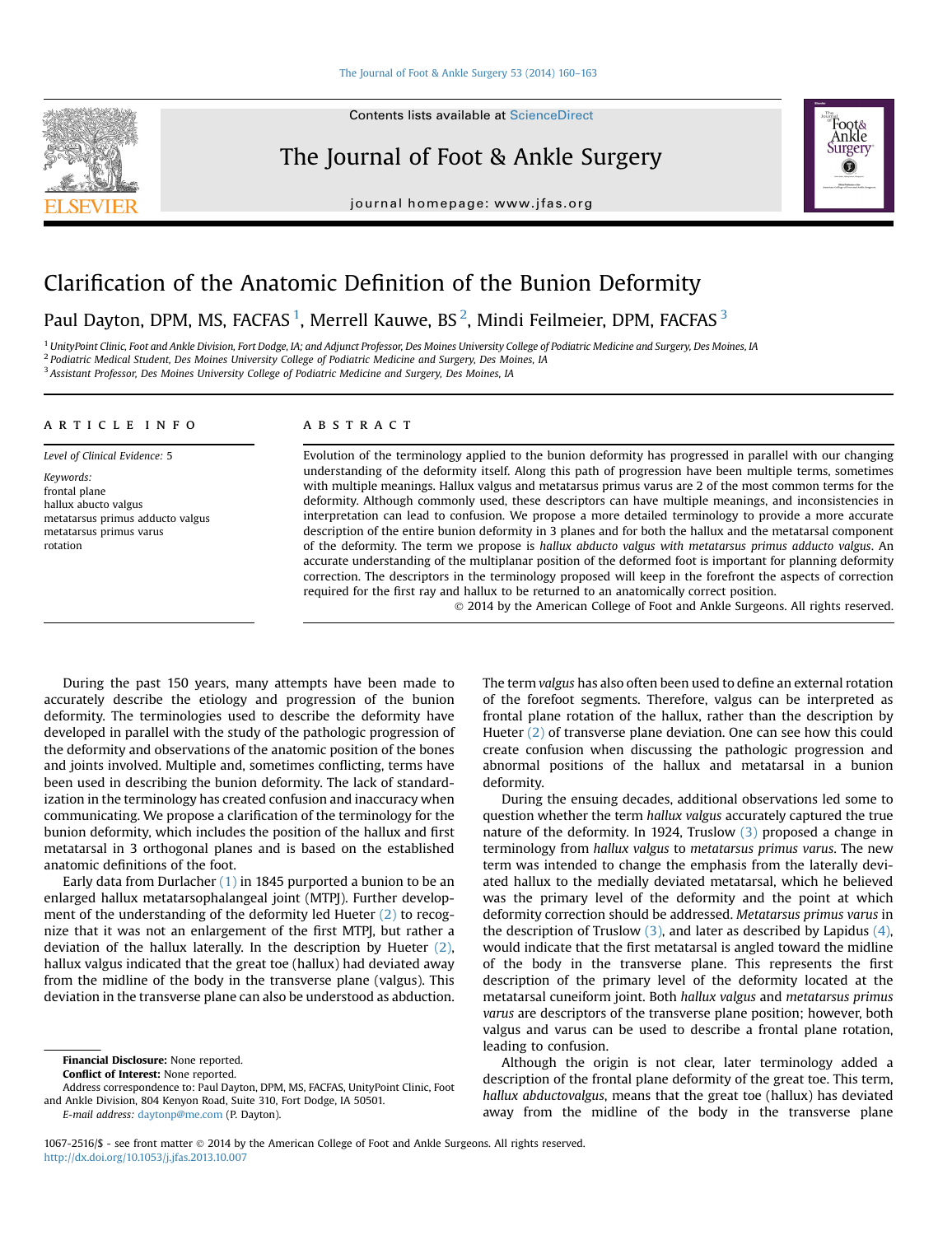# Clarification of the Anatomic Definition of the Bunion Deformity

Paul Dayton, DPM, MS, FACFAS [1], Merrell Kauwe, BS [2], Mindi Feilmeier, DPM, FACFAS [3]

[1] UnityPoint Clinic, Foot and Ankle Division, Fort Dodge, IA; and Adjunct Professor, Des Moines University College of Podiatric Medicine and Surgery, Des Moines, IA
[2] Podiatric Medical Student, Des Moines University College of Podiatric Medicine and Surgery, Des Moines, IA
[3] Assistant Professor, Des Moines University College of Podiatric Medicine and Surgery, Des Moines, IA

## ARTICLE INFO

*Level of Clinical Evidence:* 5

*Keywords:*
frontal plane
hallux abucto valgus
metatarsus primus adducto valgus
metatarsus primus varus
rotation

## ABSTRACT

Evolution of the terminology applied to the bunion deformity has progressed in parallel with our changing understanding of the deformity itself. Along this path of progression have been multiple terms, sometimes with multiple meanings. Hallux valgus and metatarsus primus varus are 2 of the most common terms for the deformity. Although commonly used, these descriptors can have multiple meanings, and inconsistencies in interpretation can lead to confusion. We propose a more detailed terminology to provide a more accurate description of the entire bunion deformity in 3 planes and for both the hallux and the metatarsal component of the deformity. The term we propose is *hallux abducto valgus with metatarsus primus adducto valgus*. An accurate understanding of the multiplanar position of the deformed foot is important for planning deformity correction. The descriptors in the terminology proposed will keep in the forefront the aspects of correction required for the first ray and hallux to be returned to an anatomically correct position.

© 2014 by the American College of Foot and Ankle Surgeons. All rights reserved.

During the past 150 years, many attempts have been made to accurately describe the etiology and progression of the bunion deformity. The terminologies used to describe the deformity have developed in parallel with the study of the pathologic progression of the deformity and observations of the anatomic position of the bones and joints involved. Multiple and, sometimes conflicting, terms have been used in describing the bunion deformity. The lack of standardization in the terminology has created confusion and inaccuracy when communicating. We propose a clarification of the terminology for the bunion deformity, which includes the position of the hallux and first metatarsal in 3 orthogonal planes and is based on the established anatomic definitions of the foot.

Early data from Durlacher (1) in 1845 purported a bunion to be an enlarged hallux metatarsophalangeal joint (MTPJ). Further development of the understanding of the deformity led Hueter (2) to recognize that it was not an enlargement of the first MTPJ, but rather a deviation of the hallux laterally. In the description by Hueter (2), hallux valgus indicated that the great toe (hallux) had deviated away from the midline of the body in the transverse plane (valgus). This deviation in the transverse plane can also be understood as abduction. The term *valgus* has also often been used to define an external rotation of the forefoot segments. Therefore, valgus can be interpreted as frontal plane rotation of the hallux, rather than the description by Hueter (2) of transverse plane deviation. One can see how this could create confusion when discussing the pathologic progression and abnormal positions of the hallux and metatarsal in a bunion deformity.

During the ensuing decades, additional observations led some to question whether the term *hallux valgus* accurately captured the true nature of the deformity. In 1924, Truslow (3) proposed a change in terminology from *hallux valgus* to *metatarsus primus varus*. The new term was intended to change the emphasis from the laterally deviated hallux to the medially deviated metatarsal, which he believed was the primary level of the deformity and the point at which deformity correction should be addressed. *Metatarsus primus varus* in the description of Truslow (3), and later as described by Lapidus (4), would indicate that the first metatarsal is angled toward the midline of the body in the transverse plane. This represents the first description of the primary level of the deformity located at the metatarsal cuneiform joint. Both *hallux valgus* and *metatarsus primus varus* are descriptors of the transverse plane position; however, both valgus and varus can be used to describe a frontal plane rotation, leading to confusion.

Although the origin is not clear, later terminology added a description of the frontal plane deformity of the great toe. This term, *hallux abductovalgus*, means that the great toe (hallux) has deviated away from the midline of the body in the transverse plane

**Financial Disclosure:** None reported.
**Conflict of Interest:** None reported.
Address correspondence to: Paul Dayton, DPM, MS, FACFAS, UnityPoint Clinic, Foot and Ankle Division, 804 Kenyon Road, Suite 310, Fort Dodge, IA 50501.
*E-mail address:* daytonp@me.com (P. Dayton).

1067-2516/$ - see front matter © 2014 by the American College of Foot and Ankle Surgeons. All rights reserved.
http://dx.doi.org/10.1053/j.jfas.2013.10.007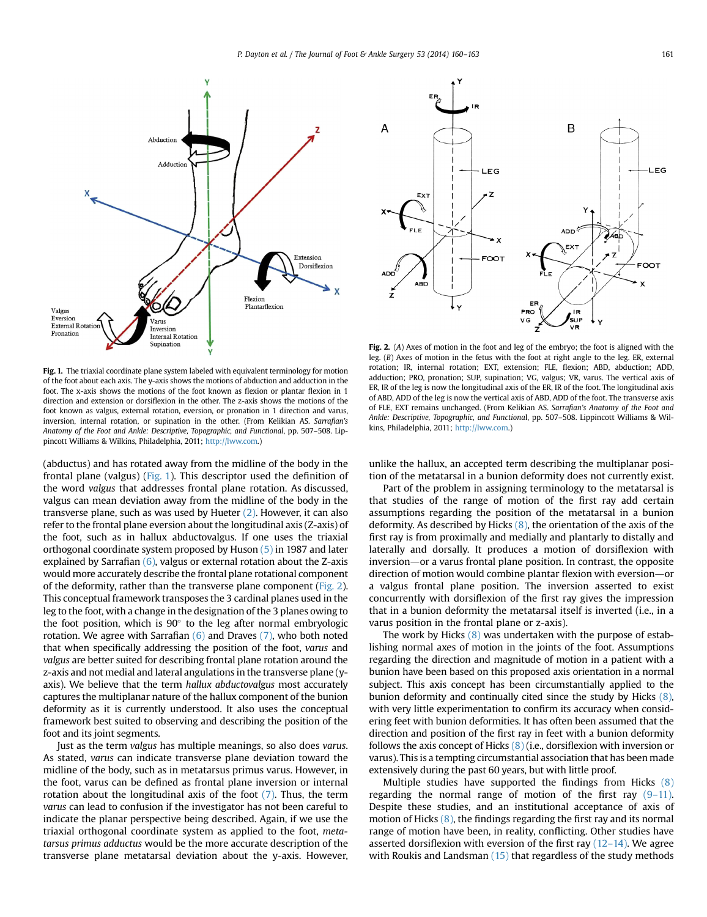**Fig. 1.** The triaxial coordinate plane system labeled with equivalent terminology for motion of the foot about each axis. The y-axis shows the motions of abduction and adduction in the foot. The x-axis shows the motions of the foot known as flexion or plantar flexion in 1 direction and extension or dorsiflexion in the other. The z-axis shows the motions of the foot known as valgus, external rotation, eversion, or pronation in 1 direction and varus, inversion, internal rotation, or supination in the other. (From Kelikian AS. *Sarrafian's Anatomy of the Foot and Ankle: Descriptive, Topographic, and Functional*, pp. 507–508. Lippincott Williams & Wilkins, Philadelphia, 2011; http://lww.com.)

**Fig. 2.** (*A*) Axes of motion in the foot and leg of the embryo; the foot is aligned with the leg. (*B*) Axes of motion in the fetus with the foot at right angle to the leg. ER, external rotation; IR, internal rotation; EXT, extension; FLE, flexion; ABD, abduction; ADD, adduction; PRO, pronation; SUP, supination; VG, valgus; VR, varus. The vertical axis of ER, IR of the leg is now the longitudinal axis of the ER, IR of the foot. The longitudinal axis of ABD, ADD of the leg is now the vertical axis of ABD, ADD of the foot. The transverse axis of FLE, EXT remains unchanged. (From Kelikian AS. *Sarrafian's Anatomy of the Foot and Ankle: Descriptive, Topographic, and Functional*, pp. 507–508. Lippincott Williams & Wilkins, Philadelphia, 2011; http://lww.com.)

(abductus) and has rotated away from the midline of the body in the frontal plane (valgus) (Fig. 1). This descriptor used the definition of the word *valgus* that addresses frontal plane rotation. As discussed, valgus can mean deviation away from the midline of the body in the transverse plane, such as was used by Hueter (2). However, it can also refer to the frontal plane eversion about the longitudinal axis (Z-axis) of the foot, such as in hallux abductovalgus. If one uses the triaxial orthogonal coordinate system proposed by Huson (5) in 1987 and later explained by Sarrafian (6), valgus or external rotation about the Z-axis would more accurately describe the frontal plane rotational component of the deformity, rather than the transverse plane component (Fig. 2). This conceptual framework transposes the 3 cardinal planes used in the leg to the foot, with a change in the designation of the 3 planes owing to the foot position, which is 90° to the leg after normal embryologic rotation. We agree with Sarrafian (6) and Draves (7), who both noted that when specifically addressing the position of the foot, *varus* and *valgus* are better suited for describing frontal plane rotation around the z-axis and not medial and lateral angulations in the transverse plane (y-axis). We believe that the term *hallux abductovalgus* most accurately captures the multiplanar nature of the hallux component of the bunion deformity as it is currently understood. It also uses the conceptual framework best suited to observing and describing the position of the foot and its joint segments.

Just as the term *valgus* has multiple meanings, so also does *varus*. As stated, *varus* can indicate transverse plane deviation toward the midline of the body, such as in metatarsus primus varus. However, in the foot, varus can be defined as frontal plane inversion or internal rotation about the longitudinal axis of the foot (7). Thus, the term *varus* can lead to confusion if the investigator has not been careful to indicate the planar perspective being described. Again, if we use the triaxial orthogonal coordinate system as applied to the foot, *metatarsus primus adductus* would be the more accurate description of the transverse plane metatarsal deviation about the y-axis. However, unlike the hallux, an accepted term describing the multiplanar position of the metatarsal in a bunion deformity does not currently exist.

Part of the problem in assigning terminology to the metatarsal is that studies of the range of motion of the first ray add certain assumptions regarding the position of the metatarsal in a bunion deformity. As described by Hicks (8), the orientation of the axis of the first ray is from proximally and medially and plantarly to distally and laterally and dorsally. It produces a motion of dorsiflexion with inversion—or a varus frontal plane position. In contrast, the opposite direction of motion would combine plantar flexion with eversion—or a valgus frontal plane position. The inversion asserted to exist concurrently with dorsiflexion of the first ray gives the impression that in a bunion deformity the metatarsal itself is inverted (i.e., in a varus position in the frontal plane or z-axis).

The work by Hicks (8) was undertaken with the purpose of establishing normal axes of motion in the joints of the foot. Assumptions regarding the direction and magnitude of motion in a patient with a bunion have been based on this proposed axis orientation in a normal subject. This axis concept has been circumstantially applied to the bunion deformity and continually cited since the study by Hicks (8), with very little experimentation to confirm its accuracy when considering feet with bunion deformities. It has often been assumed that the direction and position of the first ray in feet with a bunion deformity follows the axis concept of Hicks (8) (i.e., dorsiflexion with inversion or varus). This is a tempting circumstantial association that has been made extensively during the past 60 years, but with little proof.

Multiple studies have supported the findings from Hicks (8) regarding the normal range of motion of the first ray (9–11). Despite these studies, and an institutional acceptance of axis of motion of Hicks (8), the findings regarding the first ray and its normal range of motion have been, in reality, conflicting. Other studies have asserted dorsiflexion with eversion of the first ray (12–14). We agree with Roukis and Landsman (15) that regardless of the study methods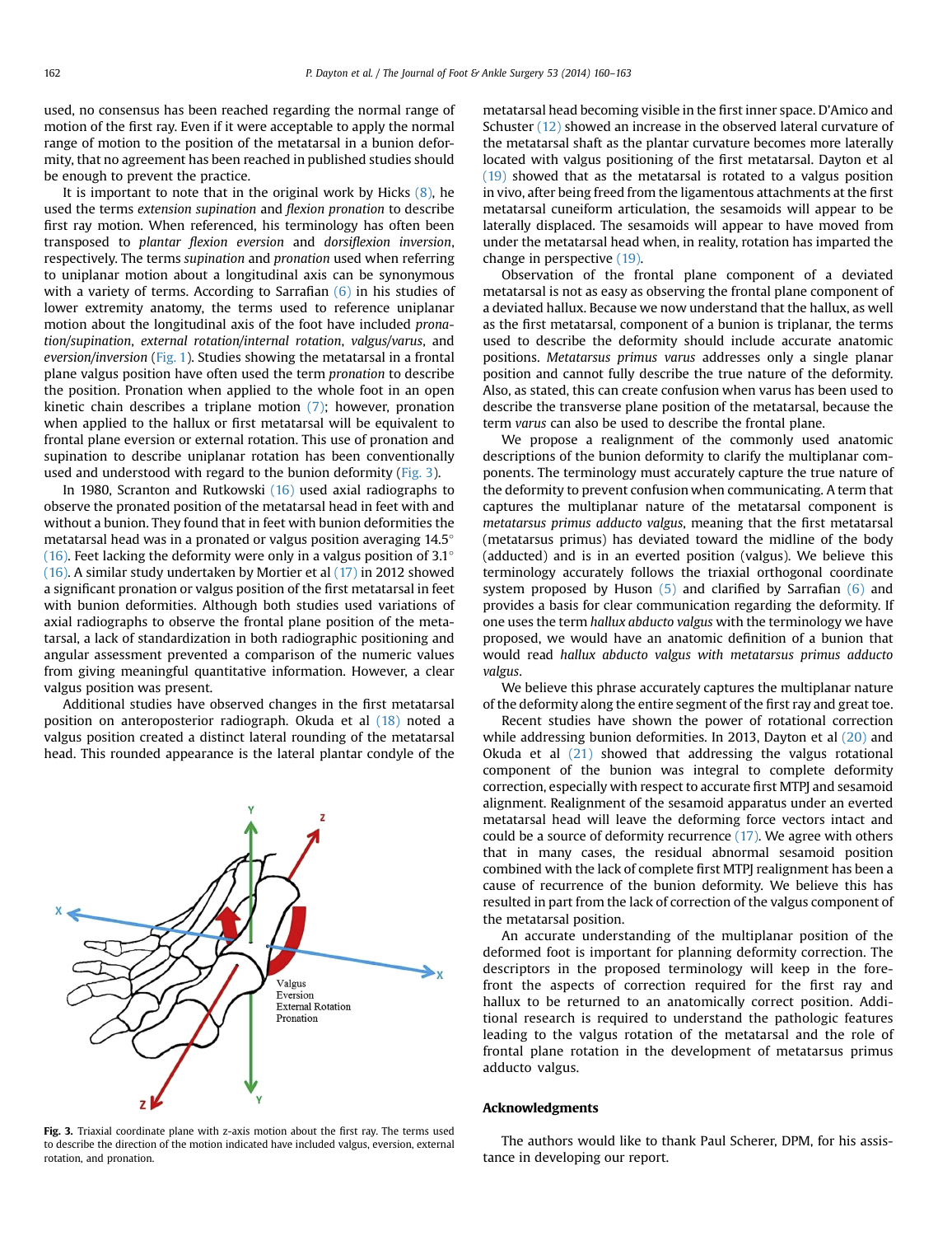used, no consensus has been reached regarding the normal range of motion of the first ray. Even if it were acceptable to apply the normal range of motion to the position of the metatarsal in a bunion deformity, that no agreement has been reached in published studies should be enough to prevent the practice.

It is important to note that in the original work by Hicks (8), he used the terms *extension supination* and *flexion pronation* to describe first ray motion. When referenced, his terminology has often been transposed to *plantar flexion eversion* and *dorsiflexion inversion*, respectively. The terms *supination* and *pronation* used when referring to uniplanar motion about a longitudinal axis can be synonymous with a variety of terms. According to Sarrafian (6) in his studies of lower extremity anatomy, the terms used to reference uniplanar motion about the longitudinal axis of the foot have included *pronation/supination*, *external rotation/internal rotation*, *valgus/varus*, and *eversion/inversion* (Fig. 1). Studies showing the metatarsal in a frontal plane valgus position have often used the term *pronation* to describe the position. Pronation when applied to the whole foot in an open kinetic chain describes a triplane motion (7); however, pronation when applied to the hallux or first metatarsal will be equivalent to frontal plane eversion or external rotation. This use of pronation and supination to describe uniplanar rotation has been conventionally used and understood with regard to the bunion deformity (Fig. 3).

In 1980, Scranton and Rutkowski (16) used axial radiographs to observe the pronated position of the metatarsal head in feet with and without a bunion. They found that in feet with bunion deformities the metatarsal head was in a pronated or valgus position averaging 14.5° (16). Feet lacking the deformity were only in a valgus position of 3.1° (16). A similar study undertaken by Mortier et al (17) in 2012 showed a significant pronation or valgus position of the first metatarsal in feet with bunion deformities. Although both studies used variations of axial radiographs to observe the frontal plane position of the metatarsal, a lack of standardization in both radiographic positioning and angular assessment prevented a comparison of the numeric values from giving meaningful quantitative information. However, a clear valgus position was present.

Additional studies have observed changes in the first metatarsal position on anteroposterior radiograph. Okuda et al (18) noted a valgus position created a distinct lateral rounding of the metatarsal head. This rounded appearance is the lateral plantar condyle of the metatarsal head becoming visible in the first inner space. D'Amico and Schuster (12) showed an increase in the observed lateral curvature of the metatarsal shaft as the plantar curvature becomes more laterally located with valgus positioning of the first metatarsal. Dayton et al (19) showed that as the metatarsal is rotated to a valgus position in vivo, after being freed from the ligamentous attachments at the first metatarsal cuneiform articulation, the sesamoids will appear to be laterally displaced. The sesamoids will appear to have moved from under the metatarsal head when, in reality, rotation has imparted the change in perspective (19).

Observation of the frontal plane component of a deviated metatarsal is not as easy as observing the frontal plane component of a deviated hallux. Because we now understand that the hallux, as well as the first metatarsal, component of a bunion is triplanar, the terms used to describe the deformity should include accurate anatomic positions. *Metatarsus primus varus* addresses only a single planar position and cannot fully describe the true nature of the deformity. Also, as stated, this can create confusion when varus has been used to describe the transverse plane position of the metatarsal, because the term *varus* can also be used to describe the frontal plane.

We propose a realignment of the commonly used anatomic descriptions of the bunion deformity to clarify the multiplanar components. The terminology must accurately capture the true nature of the deformity to prevent confusion when communicating. A term that captures the multiplanar nature of the metatarsal component is *metatarsus primus adducto valgus*, meaning that the first metatarsal (metatarsus primus) has deviated toward the midline of the body (adducted) and is in an everted position (valgus). We believe this terminology accurately follows the triaxial orthogonal coordinate system proposed by Huson (5) and clarified by Sarrafian (6) and provides a basis for clear communication regarding the deformity. If one uses the term *hallux abducto valgus* with the terminology we have proposed, we would have an anatomic definition of a bunion that would read *hallux abducto valgus with metatarsus primus adducto valgus*.

We believe this phrase accurately captures the multiplanar nature of the deformity along the entire segment of the first ray and great toe.

Recent studies have shown the power of rotational correction while addressing bunion deformities. In 2013, Dayton et al (20) and Okuda et al (21) showed that addressing the valgus rotational component of the bunion was integral to complete deformity correction, especially with respect to accurate first MTPJ and sesamoid alignment. Realignment of the sesamoid apparatus under an everted metatarsal head will leave the deforming force vectors intact and could be a source of deformity recurrence (17). We agree with others that in many cases, the residual abnormal sesamoid position combined with the lack of complete first MTPJ realignment has been a cause of recurrence of the bunion deformity. We believe this has resulted in part from the lack of correction of the valgus component of the metatarsal position.

An accurate understanding of the multiplanar position of the deformed foot is important for planning deformity correction. The descriptors in the proposed terminology will keep in the forefront the aspects of correction required for the first ray and hallux to be returned to an anatomically correct position. Additional research is required to understand the pathologic features leading to the valgus rotation of the metatarsal and the role of frontal plane rotation in the development of metatarsus primus adducto valgus.

**Fig. 3.** Triaxial coordinate plane with z-axis motion about the first ray. The terms used to describe the direction of the motion indicated have included valgus, eversion, external rotation, and pronation.

## Acknowledgments

The authors would like to thank Paul Scherer, DPM, for his assistance in developing our report.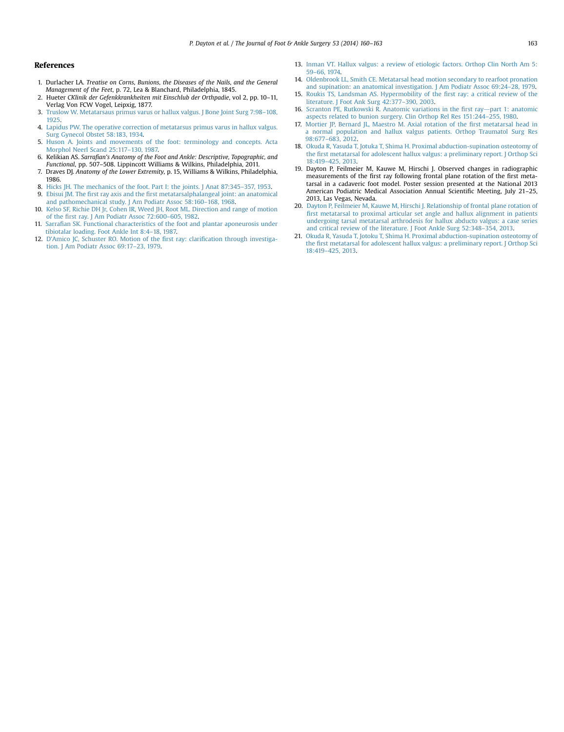## References

1. Durlacher LA. *Treatise on Corns, Bunions, the Diseases of the Nails, and the General Management of the Feet*, p. 72, Lea & Blanchard, Philadelphia, 1845.
2. Hueter *CKlinik der Gefenkkrankheiten mit Einschlub der Orthpadie*, vol 2, pp. 10–11, Verlag Von FCW Vogel, Leipzig, 1877.
3. Truslow W. Metatarsaus primus varus or hallux valgus. J Bone Joint Surg 7:98–108, 1925.
4. Lapidus PW. The operative correction of metatarsus primus varus in hallux valgus. Surg Gynecol Obstet 58:183, 1934.
5. Huson A. Joints and movements of the foot: terminology and concepts. Acta Morphol Neerl Scand 25:117–130, 1987.
6. Kelikian AS. *Sarrafian's Anatomy of the Foot and Ankle: Descriptive, Topographic, and Functional*, pp. 507–508. Lippincott Williams & Wilkins, Philadelphia, 2011.
7. Draves DJ. *Anatomy of the Lower Extremity*, p. 15, Williams & Wilkins, Philadelphia, 1986.
8. Hicks JH. The mechanics of the foot. Part I: the joints. J Anat 87:345–357, 1953.
9. Ebisui JM. The first ray axis and the first metatarsalphalangeal joint: an anatomical and pathomechanical study. J Am Podiatr Assoc 58:160–168, 1968.
10. Kelso SF, Richie DH Jr, Cohen IR, Weed JH, Root ML. Direction and range of motion of the first ray. J Am Podiatr Assoc 72:600–605, 1982.
11. Sarrafian SK. Functional characteristics of the foot and plantar aponeurosis under tibiotalar loading. Foot Ankle Int 8:4–18, 1987.
12. D'Amico JC, Schuster RO. Motion of the first ray: clarification through investigation. J Am Podiatr Assoc 69:17–23, 1979.
13. Inman VT. Hallux valgus: a review of etiologic factors. Orthop Clin North Am 5: 59–66, 1974.
14. Oldenbrook LL, Smith CE. Metatarsal head motion secondary to rearfoot pronation and supination: an anatomical investigation. J Am Podiatr Assoc 69:24–28, 1979.
15. Roukis TS, Landsman AS. Hypermobility of the first ray: a critical review of the literature. J Foot Ank Surg 42:377–390, 2003.
16. Scranton PE, Rutkowski R. Anatomic variations in the first ray—part 1: anatomic aspects related to bunion surgery. Clin Orthop Rel Res 151:244–255, 1980.
17. Mortier JP, Bernard JL, Maestro M. Axial rotation of the first metatarsal head in a normal population and hallux valgus patients. Orthop Traumatol Surg Res 98:677–683, 2012.
18. Okuda R, Yasuda T, Jotuka T, Shima H. Proximal abduction-supination osteotomy of the first metatarsal for adolescent hallux valgus: a preliminary report. J Orthop Sci 18:419–425, 2013.
19. Dayton P, Feilmeier M, Kauwe M, Hirschi J. Observed changes in radiographic measurements of the first ray following frontal plane rotation of the first metatarsal in a cadaveric foot model. Poster session presented at the National 2013 American Podiatric Medical Association Annual Scientific Meeting, July 21–25, 2013, Las Vegas, Nevada.
20. Dayton P, Feilmeier M, Kauwe M, Hirschi J. Relationship of frontal plane rotation of first metatarsal to proximal articular set angle and hallux alignment in patients undergoing tarsal metatarsal arthrodesis for hallux abducto valgus: a case series and critical review of the literature. J Foot Ankle Surg 52:348–354, 2013.
21. Okuda R, Yasuda T, Jotoku T, Shima H. Proximal abduction-supination osteotomy of the first metatarsal for adolescent hallux valgus: a preliminary report. J Orthop Sci 18:419–425, 2013.